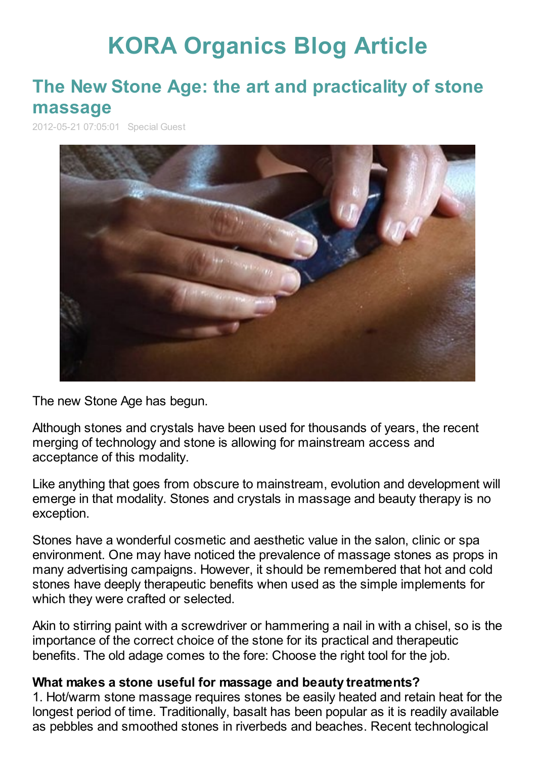# KORA Organics Blog Article

## The New Stone Age: the art and practicality of stone massage

2012-05-21 07:05:01 Special Guest

The new Stone Age has begun.

Although stones and crystals have been used for thousands of years, the recent merging of technology and stone is allowing for mainstream access and acceptance of this modality.

Like anything that goes from obscure to mainstream, evolution and development will emerge in that modality. Stones and crystals in massage and beauty therapy is no exception.

Stones have a wonderful cosmetic and aesthetic value in the salon, clinic or spa environment. One may have noticed the prevalence of massage stones as props in many advertising campaigns. However, it should be remembered that hot and cold stones have deeply therapeutic benefits when used as the simple implements for which they were crafted or selected.

Akin to stirring paint with a screwdriver or hammering a nail in with a chisel, so is the importance of the correct choice of the stone for its practical and therapeutic benefits. The old adage comes to the fore: Choose the right tool for the job.

**What makes a stone useful for massage and beauty treatments?**

1. Hot/warm stone massage requires stones be easily heated and retain heat for the longest period of time. Traditionally, basalt has been popular as it is readily available as pebbles and smoothed stones in riverbeds and beaches. Recent technological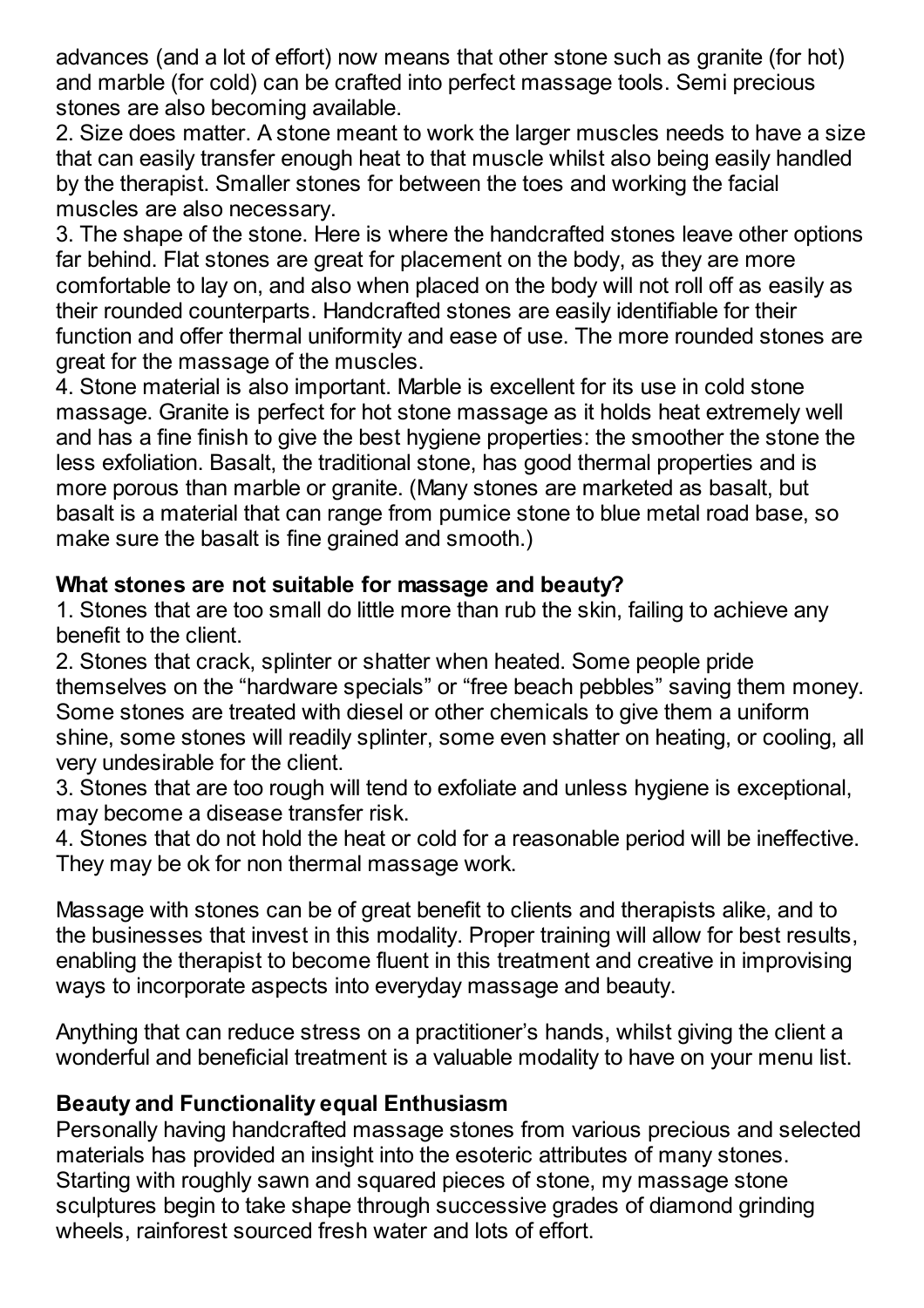advances (and a lot of effort) now means that other stone such as granite (for hot) and marble (for cold) can be crafted into perfect massage tools. Semi precious stones are also becoming available.

2. Size does matter. A stone meant to work the larger muscles needs to have a size that can easily transfer enough heat to that muscle whilst also being easily handled by the therapist. Smaller stones for between the toes and working the facial muscles are also necessary.

3. The shape of the stone. Here is where the handcrafted stones leave other options far behind. Flat stones are great for placement on the body, as they are more comfortable to lay on, and also when placed on the body will not roll off as easily as their rounded counterparts. Handcrafted stones are easily identifiable for their function and offer thermal uniformity and ease of use. The more rounded stones are great for the massage of the muscles.

4. Stone material is also important. Marble is excellent for its use in cold stone massage. Granite is perfect for hot stone massage as it holds heat extremely well and has a fine finish to give the best hygiene properties: the smoother the stone the less exfoliation. Basalt, the traditional stone, has good thermal properties and is more porous than marble or granite. (Many stones are marketed as basalt, but basalt is a material that can range from pumice stone to blue metal road base, so make sure the basalt is fine grained and smooth.)

**What stones are not suitable for massage and beauty?**

1. Stones that are too small do little more than rub the skin, failing to achieve any benefit to the client.
2. Stones that crack, splinter or shatter when heated. Some people pride themselves on the "hardware specials" or "free beach pebbles" saving them money. Some stones are treated with diesel or other chemicals to give them a uniform shine, some stones will readily splinter, some even shatter on heating, or cooling, all very undesirable for the client.
3. Stones that are too rough will tend to exfoliate and unless hygiene is exceptional, may become a disease transfer risk.
4. Stones that do not hold the heat or cold for a reasonable period will be ineffective. They may be ok for non thermal massage work.

Massage with stones can be of great benefit to clients and therapists alike, and to the businesses that invest in this modality. Proper training will allow for best results, enabling the therapist to become fluent in this treatment and creative in improvising ways to incorporate aspects into everyday massage and beauty.

Anything that can reduce stress on a practitioner's hands, whilst giving the client a wonderful and beneficial treatment is a valuable modality to have on your menu list.

**Beauty and Functionality equal Enthusiasm**

Personally having handcrafted massage stones from various precious and selected materials has provided an insight into the esoteric attributes of many stones. Starting with roughly sawn and squared pieces of stone, my massage stone sculptures begin to take shape through successive grades of diamond grinding wheels, rainforest sourced fresh water and lots of effort.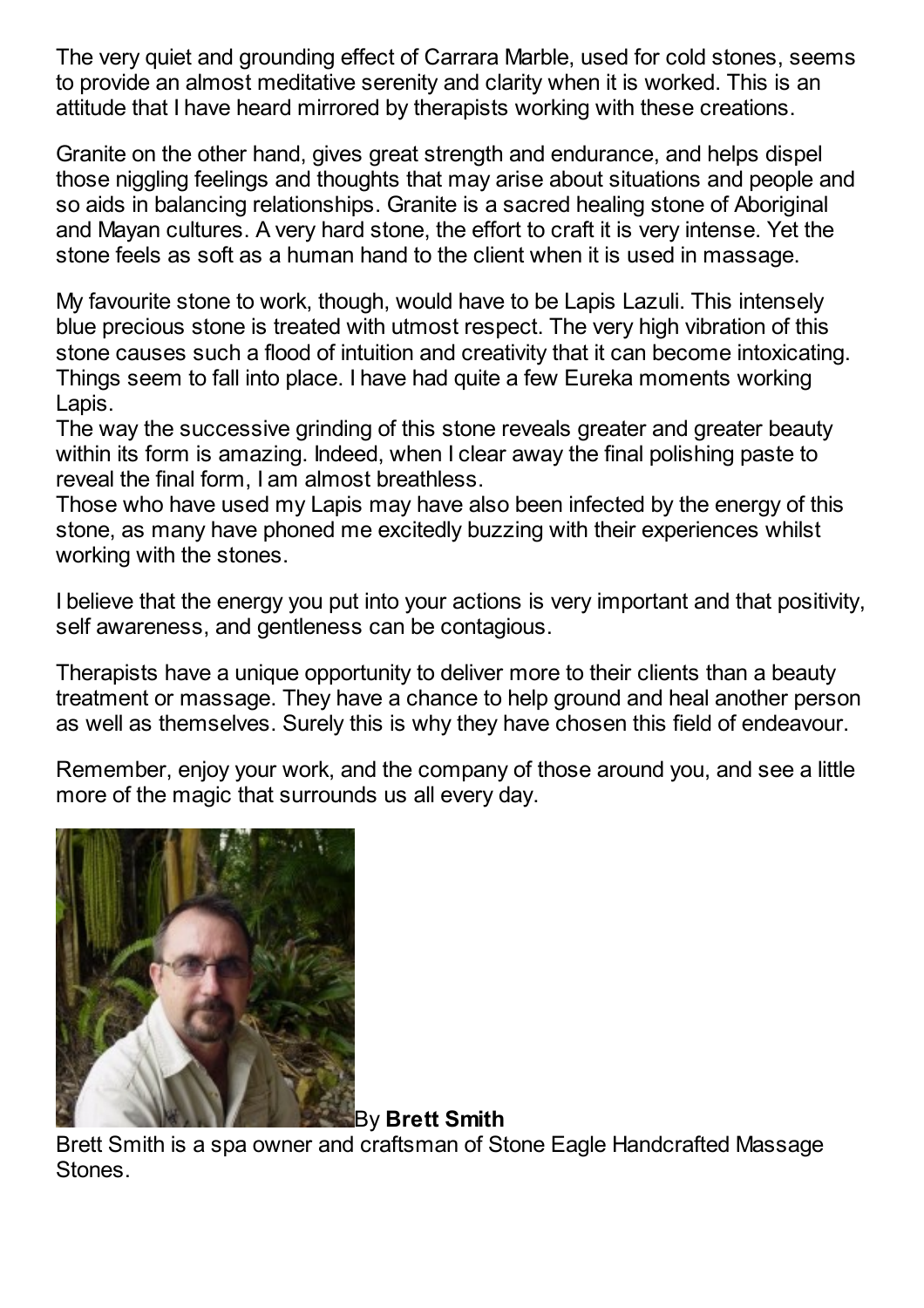The very quiet and grounding effect of Carrara Marble, used for cold stones, seems to provide an almost meditative serenity and clarity when it is worked. This is an attitude that I have heard mirrored by therapists working with these creations.

Granite on the other hand, gives great strength and endurance, and helps dispel those niggling feelings and thoughts that may arise about situations and people and so aids in balancing relationships. Granite is a sacred healing stone of Aboriginal and Mayan cultures. A very hard stone, the effort to craft it is very intense. Yet the stone feels as soft as a human hand to the client when it is used in massage.

My favourite stone to work, though, would have to be Lapis Lazuli. This intensely blue precious stone is treated with utmost respect. The very high vibration of this stone causes such a flood of intuition and creativity that it can become intoxicating. Things seem to fall into place. I have had quite a few Eureka moments working Lapis.

The way the successive grinding of this stone reveals greater and greater beauty within its form is amazing. Indeed, when I clear away the final polishing paste to reveal the final form, I am almost breathless.

Those who have used my Lapis may have also been infected by the energy of this stone, as many have phoned me excitedly buzzing with their experiences whilst working with the stones.

I believe that the energy you put into your actions is very important and that positivity, self awareness, and gentleness can be contagious.

Therapists have a unique opportunity to deliver more to their clients than a beauty treatment or massage. They have a chance to help ground and heal another person as well as themselves. Surely this is why they have chosen this field of endeavour.

Remember, enjoy your work, and the company of those around you, and see a little more of the magic that surrounds us all every day.

By **Brett Smith**

Brett Smith is a spa owner and craftsman of Stone Eagle Handcrafted Massage Stones.